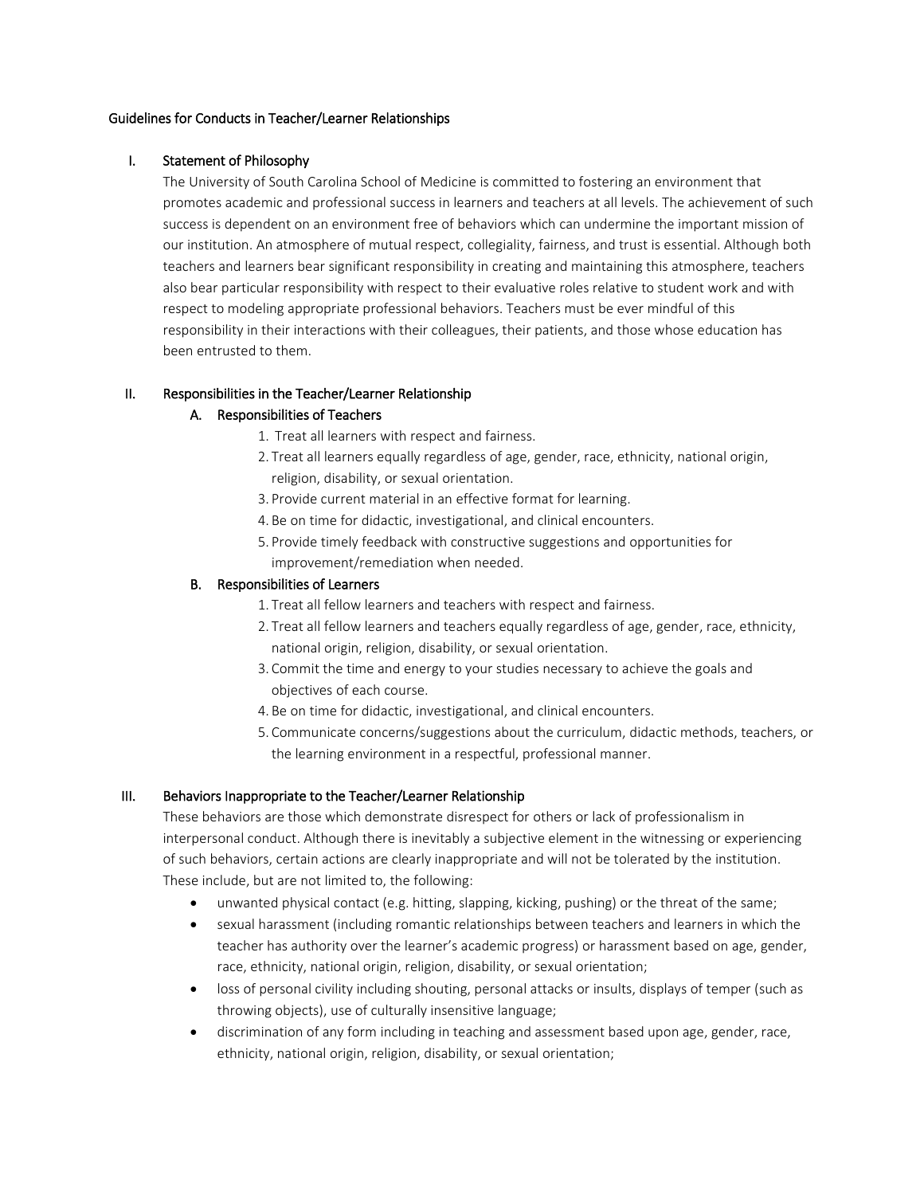# Guidelines for Conducts in Teacher/Learner Relationships

## I. Statement of Philosophy

The University of South Carolina School of Medicine is committed to fostering an environment that promotes academic and professional success in learners and teachers at all levels. The achievement of such success is dependent on an environment free of behaviors which can undermine the important mission of our institution. An atmosphere of mutual respect, collegiality, fairness, and trust is essential. Although both teachers and learners bear significant responsibility in creating and maintaining this atmosphere, teachers also bear particular responsibility with respect to their evaluative roles relative to student work and with respect to modeling appropriate professional behaviors. Teachers must be ever mindful of this responsibility in their interactions with their colleagues, their patients, and those whose education has been entrusted to them.

## II. Responsibilities in the Teacher/Learner Relationship

### A. Responsibilities of Teachers

1. Treat all learners with respect and fairness.
2. Treat all learners equally regardless of age, gender, race, ethnicity, national origin, religion, disability, or sexual orientation.
3. Provide current material in an effective format for learning.
4. Be on time for didactic, investigational, and clinical encounters.
5. Provide timely feedback with constructive suggestions and opportunities for improvement/remediation when needed.

### B. Responsibilities of Learners

1. Treat all fellow learners and teachers with respect and fairness.
2. Treat all fellow learners and teachers equally regardless of age, gender, race, ethnicity, national origin, religion, disability, or sexual orientation.
3. Commit the time and energy to your studies necessary to achieve the goals and objectives of each course.
4. Be on time for didactic, investigational, and clinical encounters.
5. Communicate concerns/suggestions about the curriculum, didactic methods, teachers, or the learning environment in a respectful, professional manner.

## III. Behaviors Inappropriate to the Teacher/Learner Relationship

These behaviors are those which demonstrate disrespect for others or lack of professionalism in interpersonal conduct. Although there is inevitably a subjective element in the witnessing or experiencing of such behaviors, certain actions are clearly inappropriate and will not be tolerated by the institution. These include, but are not limited to, the following:

- unwanted physical contact (e.g. hitting, slapping, kicking, pushing) or the threat of the same;
- sexual harassment (including romantic relationships between teachers and learners in which the teacher has authority over the learner's academic progress) or harassment based on age, gender, race, ethnicity, national origin, religion, disability, or sexual orientation;
- loss of personal civility including shouting, personal attacks or insults, displays of temper (such as throwing objects), use of culturally insensitive language;
- discrimination of any form including in teaching and assessment based upon age, gender, race, ethnicity, national origin, religion, disability, or sexual orientation;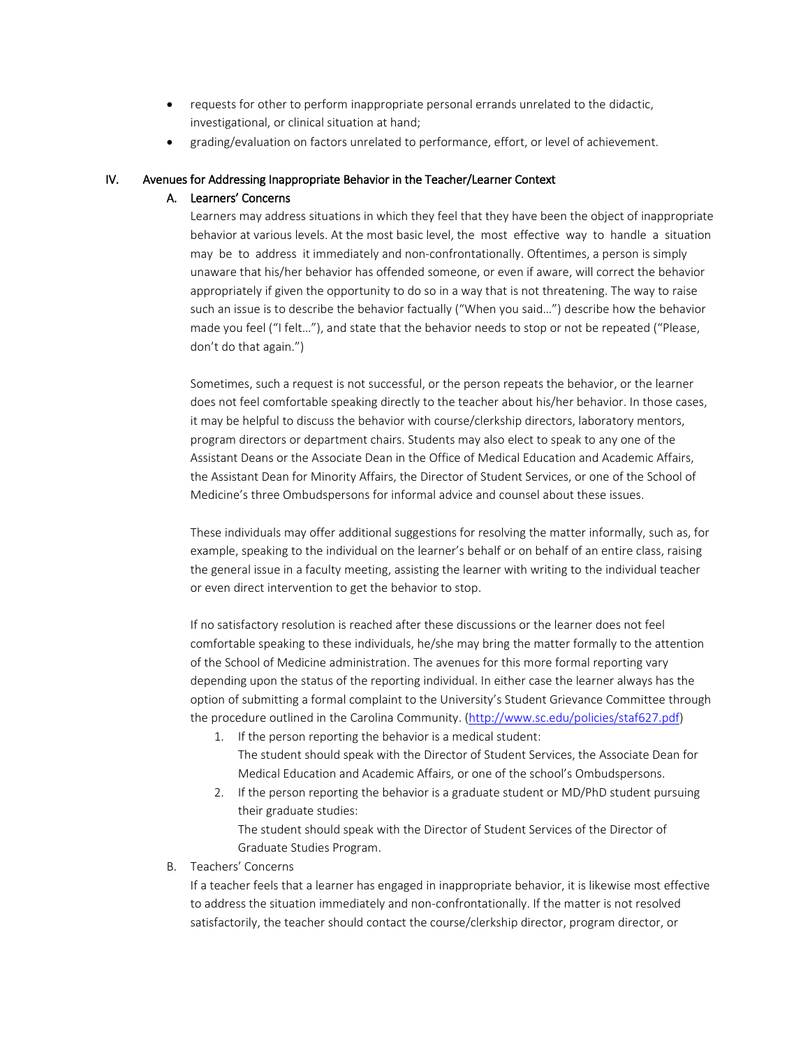- requests for other to perform inappropriate personal errands unrelated to the didactic, investigational, or clinical situation at hand;
- grading/evaluation on factors unrelated to performance, effort, or level of achievement.

## IV. Avenues for Addressing Inappropriate Behavior in the Teacher/Learner Context

### A. Learners' Concerns

Learners may address situations in which they feel that they have been the object of inappropriate behavior at various levels. At the most basic level, the most effective way to handle a situation may be to address it immediately and non-confrontationally. Oftentimes, a person is simply unaware that his/her behavior has offended someone, or even if aware, will correct the behavior appropriately if given the opportunity to do so in a way that is not threatening. The way to raise such an issue is to describe the behavior factually ("When you said…") describe how the behavior made you feel ("I felt…"), and state that the behavior needs to stop or not be repeated ("Please, don't do that again.")

Sometimes, such a request is not successful, or the person repeats the behavior, or the learner does not feel comfortable speaking directly to the teacher about his/her behavior. In those cases, it may be helpful to discuss the behavior with course/clerkship directors, laboratory mentors, program directors or department chairs. Students may also elect to speak to any one of the Assistant Deans or the Associate Dean in the Office of Medical Education and Academic Affairs, the Assistant Dean for Minority Affairs, the Director of Student Services, or one of the School of Medicine's three Ombudspersons for informal advice and counsel about these issues.

These individuals may offer additional suggestions for resolving the matter informally, such as, for example, speaking to the individual on the learner's behalf or on behalf of an entire class, raising the general issue in a faculty meeting, assisting the learner with writing to the individual teacher or even direct intervention to get the behavior to stop.

If no satisfactory resolution is reached after these discussions or the learner does not feel comfortable speaking to these individuals, he/she may bring the matter formally to the attention of the School of Medicine administration. The avenues for this more formal reporting vary depending upon the status of the reporting individual. In either case the learner always has the option of submitting a formal complaint to the University's Student Grievance Committee through the procedure outlined in the Carolina Community. (http://www.sc.edu/policies/staf627.pdf)

1. If the person reporting the behavior is a medical student:
   The student should speak with the Director of Student Services, the Associate Dean for Medical Education and Academic Affairs, or one of the school's Ombudspersons.
2. If the person reporting the behavior is a graduate student or MD/PhD student pursuing their graduate studies:
   The student should speak with the Director of Student Services of the Director of Graduate Studies Program.

### B. Teachers' Concerns

If a teacher feels that a learner has engaged in inappropriate behavior, it is likewise most effective to address the situation immediately and non-confrontationally. If the matter is not resolved satisfactorily, the teacher should contact the course/clerkship director, program director, or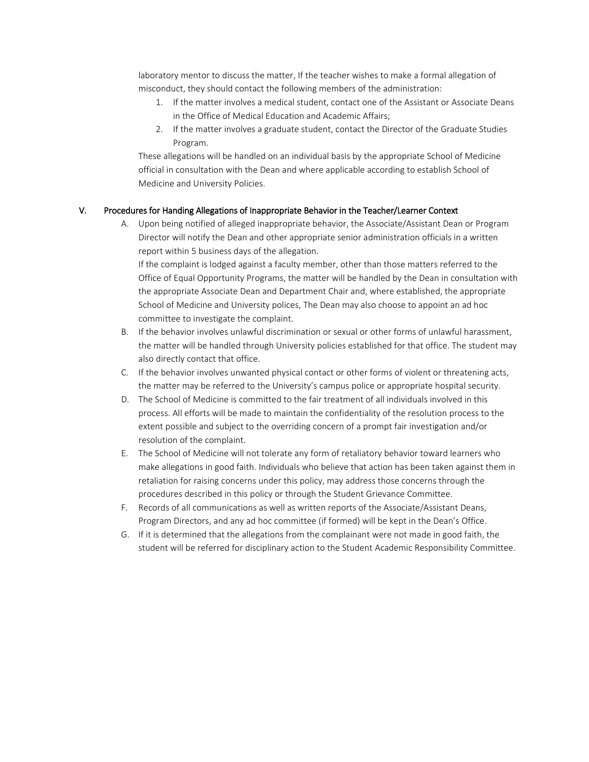laboratory mentor to discuss the matter, If the teacher wishes to make a formal allegation of misconduct, they should contact the following members of the administration:

1. If the matter involves a medical student, contact one of the Assistant or Associate Deans in the Office of Medical Education and Academic Affairs;
2. If the matter involves a graduate student, contact the Director of the Graduate Studies Program.

These allegations will be handled on an individual basis by the appropriate School of Medicine official in consultation with the Dean and where applicable according to establish School of Medicine and University Policies.

## V. Procedures for Handing Allegations of Inappropriate Behavior in the Teacher/Learner Context

A. Upon being notified of alleged inappropriate behavior, the Associate/Assistant Dean or Program Director will notify the Dean and other appropriate senior administration officials in a written report within 5 business days of the allegation.
   If the complaint is lodged against a faculty member, other than those matters referred to the Office of Equal Opportunity Programs, the matter will be handled by the Dean in consultation with the appropriate Associate Dean and Department Chair and, where established, the appropriate School of Medicine and University polices, The Dean may also choose to appoint an ad hoc committee to investigate the complaint.

B. If the behavior involves unlawful discrimination or sexual or other forms of unlawful harassment, the matter will be handled through University policies established for that office. The student may also directly contact that office.

C. If the behavior involves unwanted physical contact or other forms of violent or threatening acts, the matter may be referred to the University's campus police or appropriate hospital security.

D. The School of Medicine is committed to the fair treatment of all individuals involved in this process. All efforts will be made to maintain the confidentiality of the resolution process to the extent possible and subject to the overriding concern of a prompt fair investigation and/or resolution of the complaint.

E. The School of Medicine will not tolerate any form of retaliatory behavior toward learners who make allegations in good faith. Individuals who believe that action has been taken against them in retaliation for raising concerns under this policy, may address those concerns through the procedures described in this policy or through the Student Grievance Committee.

F. Records of all communications as well as written reports of the Associate/Assistant Deans, Program Directors, and any ad hoc committee (if formed) will be kept in the Dean's Office.

G. If it is determined that the allegations from the complainant were not made in good faith, the student will be referred for disciplinary action to the Student Academic Responsibility Committee.